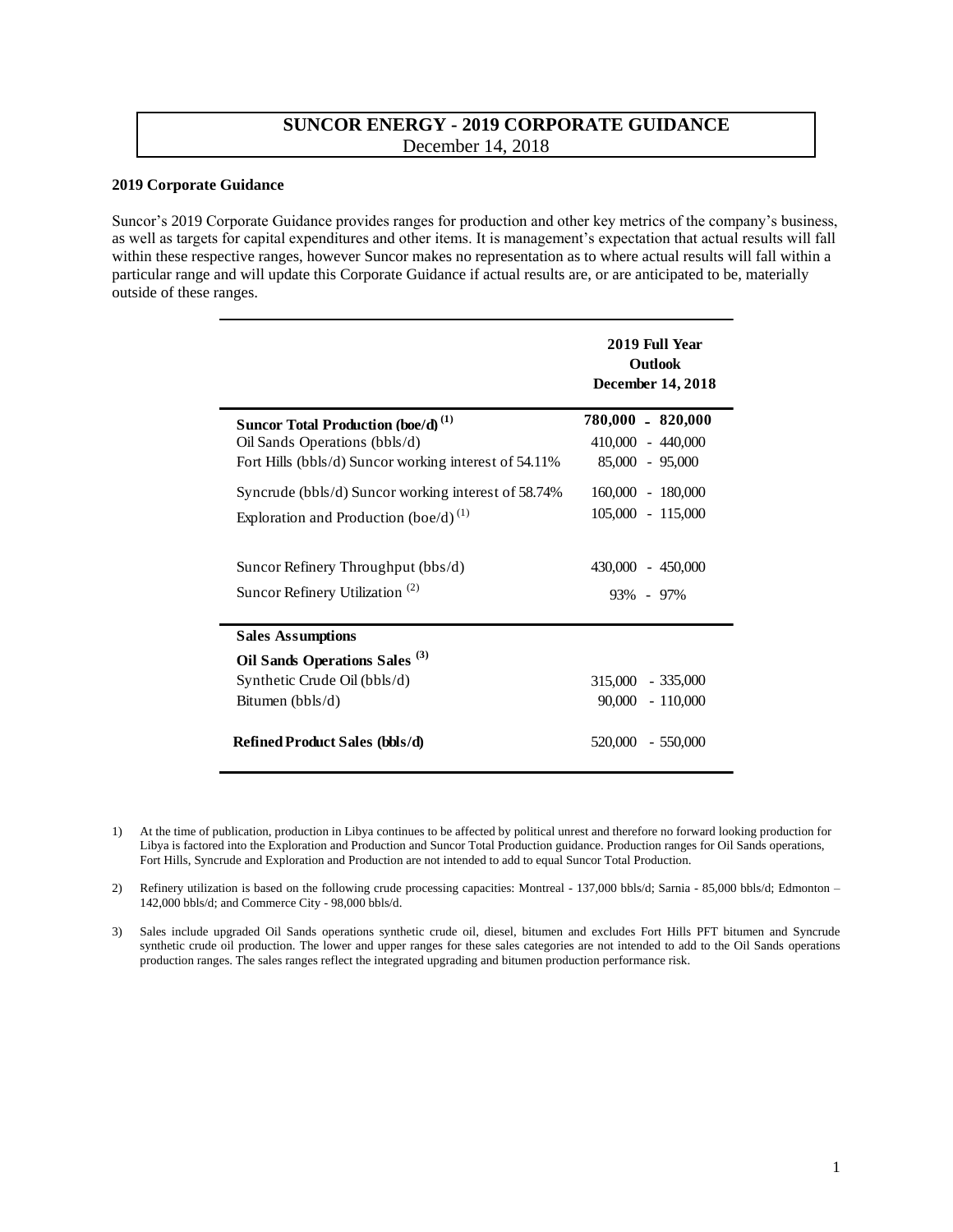# SUNCOR ENERGY - 2019 CORPORATE GUIDANCE

December 14, 2018

**2019 Corporate Guidance**

Suncor's 2019 Corporate Guidance provides ranges for production and other key metrics of the company's business, as well as targets for capital expenditures and other items. It is management's expectation that actual results will fall within these respective ranges, however Suncor makes no representation as to where actual results will fall within a particular range and will update this Corporate Guidance if actual results are, or are anticipated to be, materially outside of these ranges.

| | **2019 Full Year Outlook December 14, 2018** |
|---|---|
| **Suncor Total Production (boe/d)** [1] | **780,000 - 820,000** |
| Oil Sands Operations (bbls/d) | 410,000 - 440,000 |
| Fort Hills (bbls/d) Suncor working interest of 54.11% | 85,000 - 95,000 |
| Syncrude (bbls/d) Suncor working interest of 58.74% | 160,000 - 180,000 |
| Exploration and Production (boe/d) [1] | 105,000 - 115,000 |
| Suncor Refinery Throughput (bbs/d) | 430,000 - 450,000 |
| Suncor Refinery Utilization [2] | 93% - 97% |
| **Sales Assumptions** | |
| **Oil Sands Operations Sales** [3] | |
| Synthetic Crude Oil (bbls/d) | 315,000 - 335,000 |
| Bitumen (bbls/d) | 90,000 - 110,000 |
| **Refined Product Sales (bbls/d)** | 520,000 - 550,000 |

1) At the time of publication, production in Libya continues to be affected by political unrest and therefore no forward looking production for Libya is factored into the Exploration and Production and Suncor Total Production guidance. Production ranges for Oil Sands operations, Fort Hills, Syncrude and Exploration and Production are not intended to add to equal Suncor Total Production.

2) Refinery utilization is based on the following crude processing capacities: Montreal - 137,000 bbls/d; Sarnia - 85,000 bbls/d; Edmonton – 142,000 bbls/d; and Commerce City - 98,000 bbls/d.

3) Sales include upgraded Oil Sands operations synthetic crude oil, diesel, bitumen and excludes Fort Hills PFT bitumen and Syncrude synthetic crude oil production. The lower and upper ranges for these sales categories are not intended to add to the Oil Sands operations production ranges. The sales ranges reflect the integrated upgrading and bitumen production performance risk.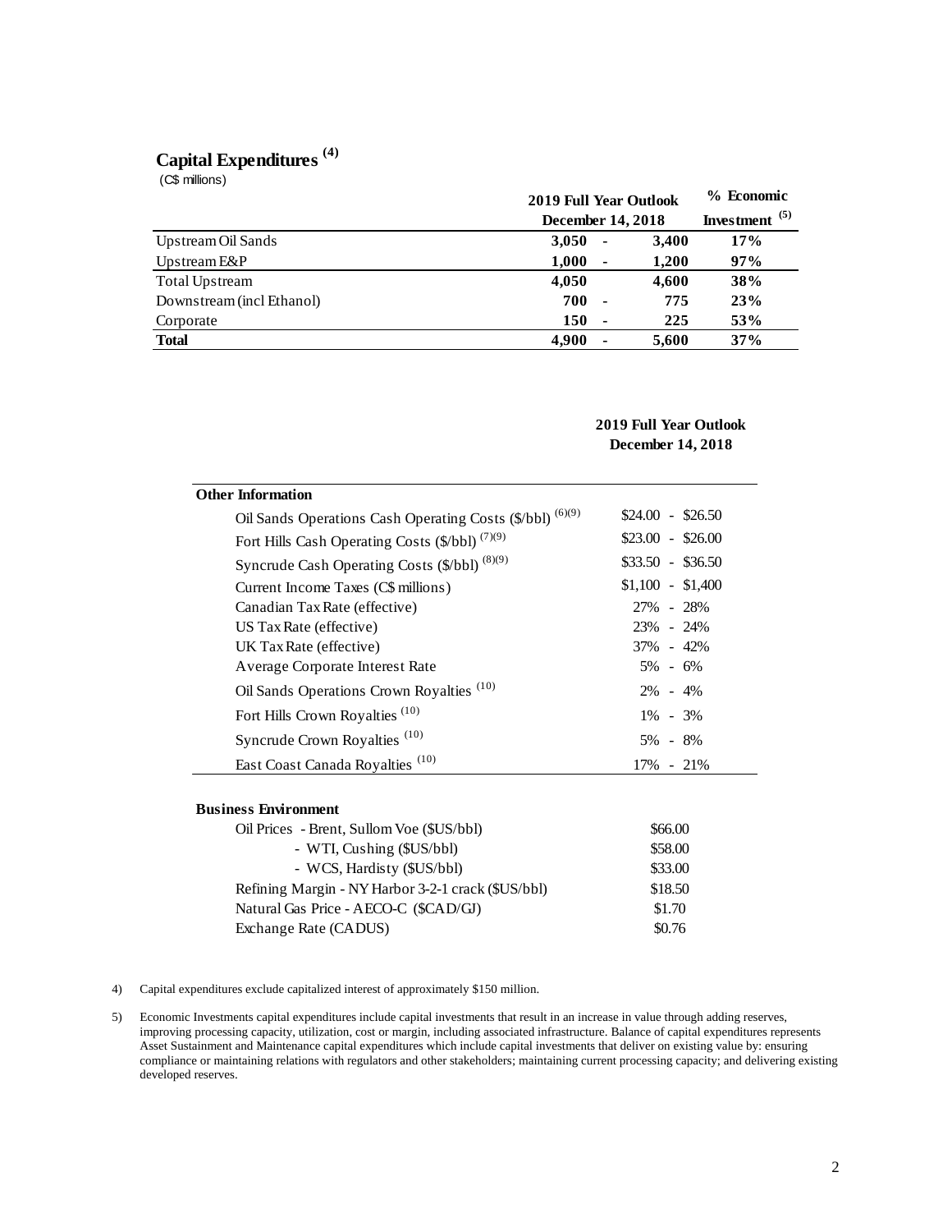## Capital Expenditures [4]

(C$ millions)

| | 2019 Full Year Outlook December 14, 2018 | % Economic Investment [5] |
|---|---|---|
| Upstream Oil Sands | 3,050 - 3,400 | 17% |
| Upstream E&P | 1,000 - 1,200 | 97% |
| Total Upstream | 4,050 4,600 | 38% |
| Downstream (incl Ethanol) | 700 - 775 | 23% |
| Corporate | 150 - 225 | 53% |
| **Total** | **4,900 - 5,600** | **37%** |

| | 2019 Full Year Outlook December 14, 2018 |
|---|---|
| **Other Information** | |
| Oil Sands Operations Cash Operating Costs ($/bbl) [6][9] | $24.00 - $26.50 |
| Fort Hills Cash Operating Costs ($/bbl) [7][9] | $23.00 - $26.00 |
| Syncrude Cash Operating Costs ($/bbl) [8][9] | $33.50 - $36.50 |
| Current Income Taxes (C$ millions) | $1,100 - $1,400 |
| Canadian Tax Rate (effective) | 27% - 28% |
| US Tax Rate (effective) | 23% - 24% |
| UK Tax Rate (effective) | 37% - 42% |
| Average Corporate Interest Rate | 5% - 6% |
| Oil Sands Operations Crown Royalties [10] | 2% - 4% |
| Fort Hills Crown Royalties [10] | 1% - 3% |
| Syncrude Crown Royalties [10] | 5% - 8% |
| East Coast Canada Royalties [10] | 17% - 21% |

| **Business Environment** | |
|---|---|
| Oil Prices - Brent, Sullom Voe ($US/bbl) | $66.00 |
| - WTI, Cushing ($US/bbl) | $58.00 |
| - WCS, Hardisty ($US/bbl) | $33.00 |
| Refining Margin - NY Harbor 3-2-1 crack ($US/bbl) | $18.50 |
| Natural Gas Price - AECO-C ($CAD/GJ) | $1.70 |
| Exchange Rate (CADUS) | $0.76 |

4) Capital expenditures exclude capitalized interest of approximately $150 million.

5) Economic Investments capital expenditures include capital investments that result in an increase in value through adding reserves, improving processing capacity, utilization, cost or margin, including associated infrastructure. Balance of capital expenditures represents Asset Sustainment and Maintenance capital expenditures which include capital investments that deliver on existing value by: ensuring compliance or maintaining relations with regulators and other stakeholders; maintaining current processing capacity; and delivering existing developed reserves.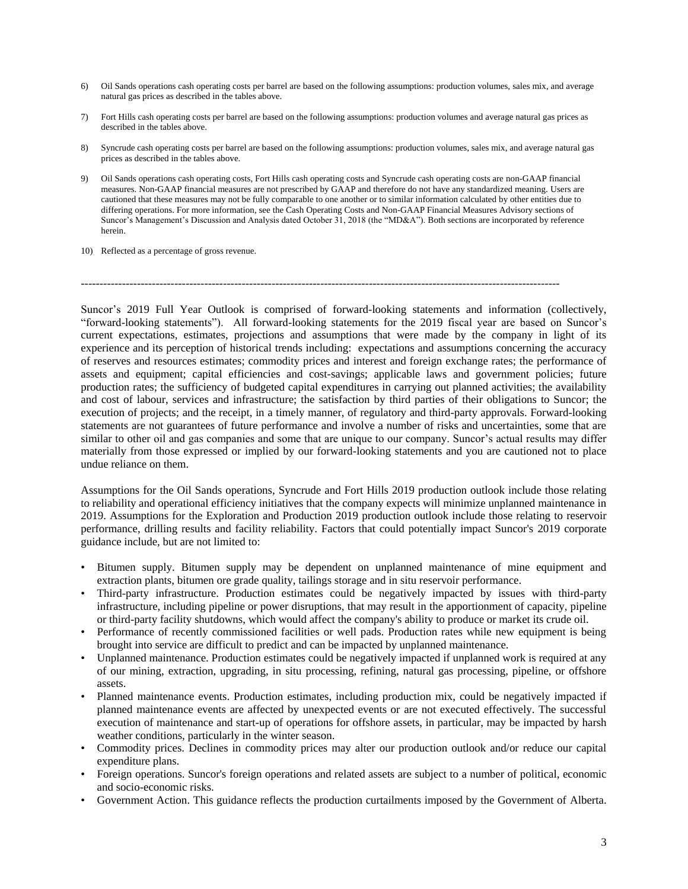6) Oil Sands operations cash operating costs per barrel are based on the following assumptions: production volumes, sales mix, and average natural gas prices as described in the tables above.

7) Fort Hills cash operating costs per barrel are based on the following assumptions: production volumes and average natural gas prices as described in the tables above.

8) Syncrude cash operating costs per barrel are based on the following assumptions: production volumes, sales mix, and average natural gas prices as described in the tables above.

9) Oil Sands operations cash operating costs, Fort Hills cash operating costs and Syncrude cash operating costs are non-GAAP financial measures. Non-GAAP financial measures are not prescribed by GAAP and therefore do not have any standardized meaning. Users are cautioned that these measures may not be fully comparable to one another or to similar information calculated by other entities due to differing operations. For more information, see the Cash Operating Costs and Non-GAAP Financial Measures Advisory sections of Suncor's Management's Discussion and Analysis dated October 31, 2018 (the "MD&A"). Both sections are incorporated by reference herein.

10) Reflected as a percentage of gross revenue.

---

Suncor's 2019 Full Year Outlook is comprised of forward-looking statements and information (collectively, "forward-looking statements"). All forward-looking statements for the 2019 fiscal year are based on Suncor's current expectations, estimates, projections and assumptions that were made by the company in light of its experience and its perception of historical trends including: expectations and assumptions concerning the accuracy of reserves and resources estimates; commodity prices and interest and foreign exchange rates; the performance of assets and equipment; capital efficiencies and cost-savings; applicable laws and government policies; future production rates; the sufficiency of budgeted capital expenditures in carrying out planned activities; the availability and cost of labour, services and infrastructure; the satisfaction by third parties of their obligations to Suncor; the execution of projects; and the receipt, in a timely manner, of regulatory and third-party approvals. Forward-looking statements are not guarantees of future performance and involve a number of risks and uncertainties, some that are similar to other oil and gas companies and some that are unique to our company. Suncor's actual results may differ materially from those expressed or implied by our forward-looking statements and you are cautioned not to place undue reliance on them.

Assumptions for the Oil Sands operations, Syncrude and Fort Hills 2019 production outlook include those relating to reliability and operational efficiency initiatives that the company expects will minimize unplanned maintenance in 2019. Assumptions for the Exploration and Production 2019 production outlook include those relating to reservoir performance, drilling results and facility reliability. Factors that could potentially impact Suncor's 2019 corporate guidance include, but are not limited to:

- Bitumen supply. Bitumen supply may be dependent on unplanned maintenance of mine equipment and extraction plants, bitumen ore grade quality, tailings storage and in situ reservoir performance.
- Third-party infrastructure. Production estimates could be negatively impacted by issues with third-party infrastructure, including pipeline or power disruptions, that may result in the apportionment of capacity, pipeline or third-party facility shutdowns, which would affect the company's ability to produce or market its crude oil.
- Performance of recently commissioned facilities or well pads. Production rates while new equipment is being brought into service are difficult to predict and can be impacted by unplanned maintenance.
- Unplanned maintenance. Production estimates could be negatively impacted if unplanned work is required at any of our mining, extraction, upgrading, in situ processing, refining, natural gas processing, pipeline, or offshore assets.
- Planned maintenance events. Production estimates, including production mix, could be negatively impacted if planned maintenance events are affected by unexpected events or are not executed effectively. The successful execution of maintenance and start-up of operations for offshore assets, in particular, may be impacted by harsh weather conditions, particularly in the winter season.
- Commodity prices. Declines in commodity prices may alter our production outlook and/or reduce our capital expenditure plans.
- Foreign operations. Suncor's foreign operations and related assets are subject to a number of political, economic and socio-economic risks.
- Government Action. This guidance reflects the production curtailments imposed by the Government of Alberta.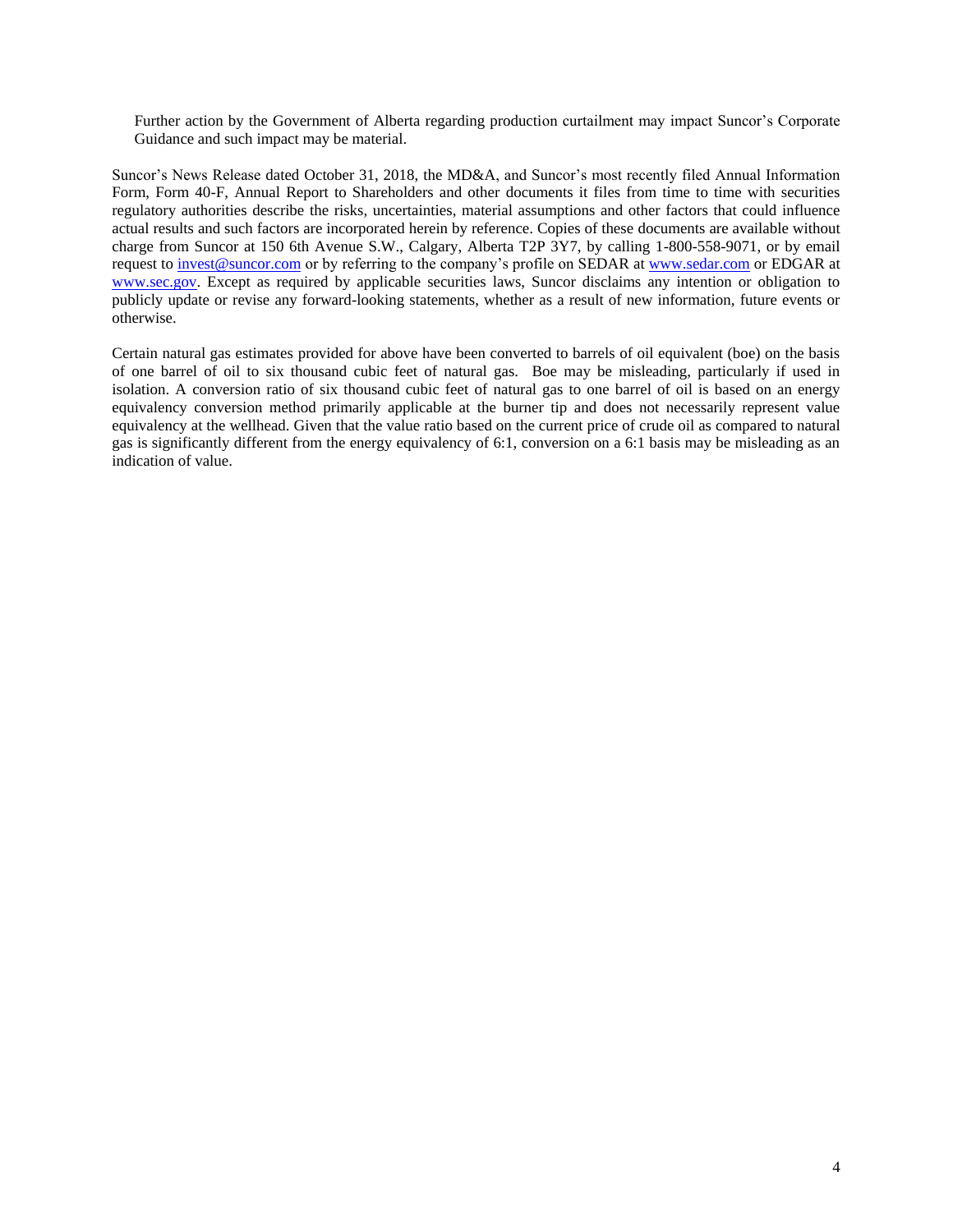Further action by the Government of Alberta regarding production curtailment may impact Suncor's Corporate Guidance and such impact may be material.

Suncor's News Release dated October 31, 2018, the MD&A, and Suncor's most recently filed Annual Information Form, Form 40-F, Annual Report to Shareholders and other documents it files from time to time with securities regulatory authorities describe the risks, uncertainties, material assumptions and other factors that could influence actual results and such factors are incorporated herein by reference. Copies of these documents are available without charge from Suncor at 150 6th Avenue S.W., Calgary, Alberta T2P 3Y7, by calling 1-800-558-9071, or by email request to invest@suncor.com or by referring to the company's profile on SEDAR at www.sedar.com or EDGAR at www.sec.gov. Except as required by applicable securities laws, Suncor disclaims any intention or obligation to publicly update or revise any forward-looking statements, whether as a result of new information, future events or otherwise.

Certain natural gas estimates provided for above have been converted to barrels of oil equivalent (boe) on the basis of one barrel of oil to six thousand cubic feet of natural gas. Boe may be misleading, particularly if used in isolation. A conversion ratio of six thousand cubic feet of natural gas to one barrel of oil is based on an energy equivalency conversion method primarily applicable at the burner tip and does not necessarily represent value equivalency at the wellhead. Given that the value ratio based on the current price of crude oil as compared to natural gas is significantly different from the energy equivalency of 6:1, conversion on a 6:1 basis may be misleading as an indication of value.